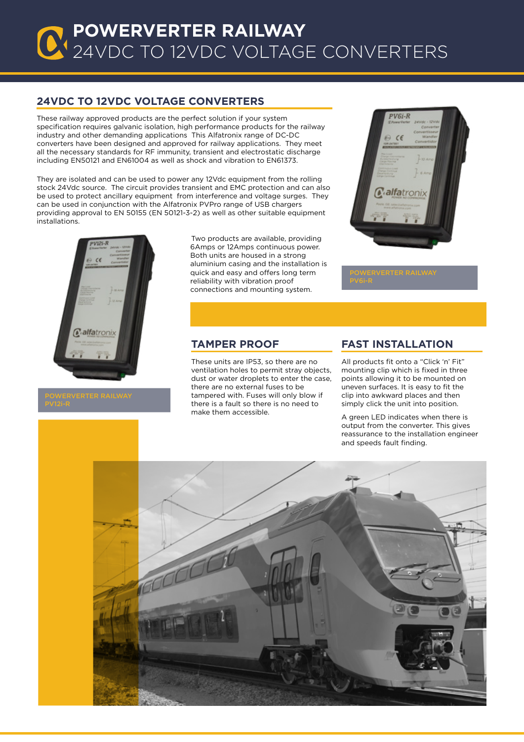# POWERVERTER RAILWAY
# 24VDC TO 12VDC VOLTAGE CONVERTERS

## 24VDC TO 12VDC VOLTAGE CONVERTERS

These railway approved products are the perfect solution if your system specification requires galvanic isolation, high performance products for the railway industry and other demanding applications This Alfatronix range of DC-DC converters have been designed and approved for railway applications. They meet all the necessary standards for RF immunity, transient and electrostatic discharge including EN50121 and EN61004 as well as shock and vibration to EN61373.

They are isolated and can be used to power any 12Vdc equipment from the rolling stock 24Vdc source. The circuit provides transient and EMC protection and can also be used to protect ancillary equipment from interference and voltage surges. They can be used in conjunction with the Alfatronix PVPro range of USB chargers providing approval to EN 50155 (EN 50121-3-2) as well as other suitable equipment installations.

Two products are available, providing 6Amps or 12Amps continuous power. Both units are housed in a strong aluminium casing and the installation is quick and easy and offers long term reliability with vibration proof connections and mounting system.

POWERVERTER RAILWAY PV6i-R

POWERVERTER RAILWAY PV12i-R

## TAMPER PROOF

These units are IP53, so there are no ventilation holes to permit stray objects, dust or water droplets to enter the case, there are no external fuses to be tampered with. Fuses will only blow if there is a fault so there is no need to make them accessible.

## FAST INSTALLATION

All products fit onto a “Click ‘n’ Fit” mounting clip which is fixed in three points allowing it to be mounted on uneven surfaces. It is easy to fit the clip into awkward places and then simply click the unit into position.

A green LED indicates when there is output from the converter. This gives reassurance to the installation engineer and speeds fault finding.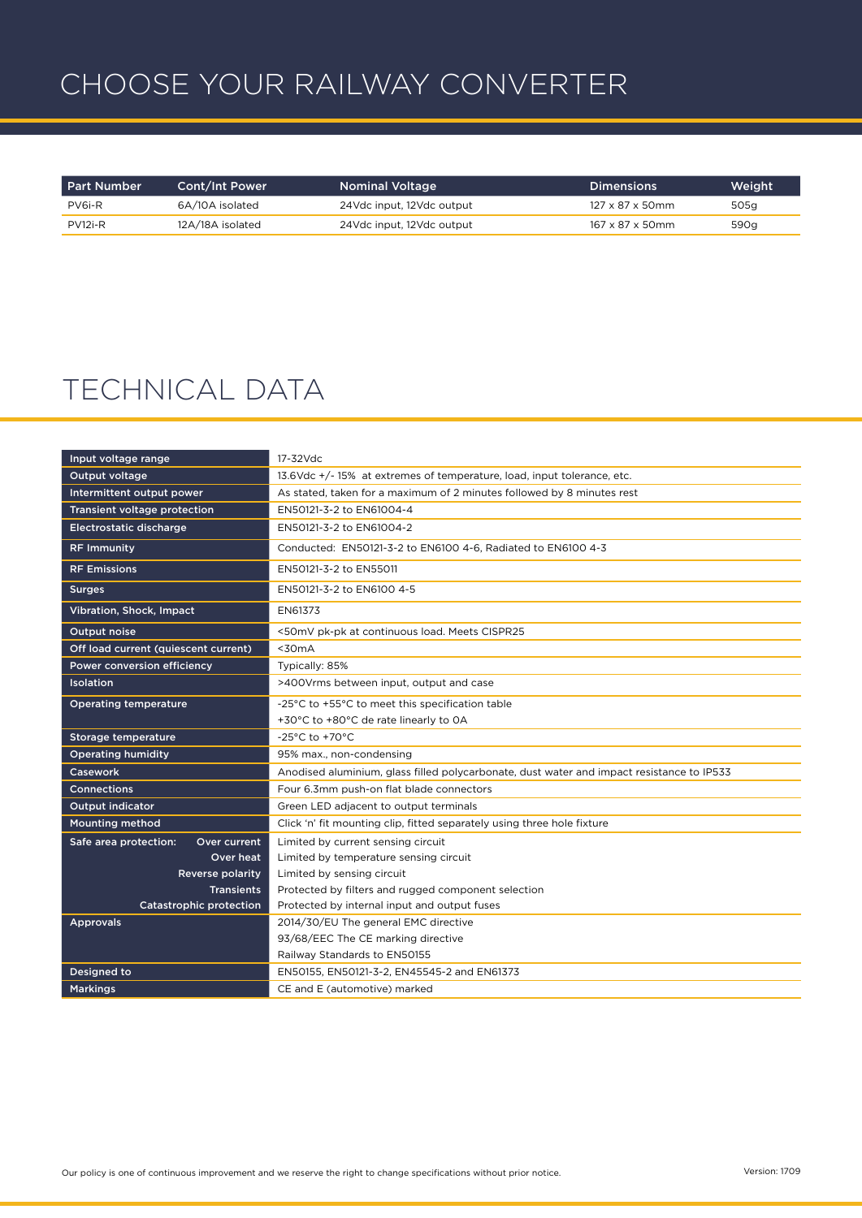# CHOOSE YOUR RAILWAY CONVERTER

| Part Number | Cont/Int Power | Nominal Voltage | Dimensions | Weight |
|---|---|---|---|---|
| PV6i-R | 6A/10A isolated | 24Vdc input, 12Vdc output | 127 x 87 x 50mm | 505g |
| PV12i-R | 12A/18A isolated | 24Vdc input, 12Vdc output | 167 x 87 x 50mm | 590g |

# TECHNICAL DATA

| | |
|---|---|
| Input voltage range | 17-32Vdc |
| Output voltage | 13.6Vdc +/- 15% at extremes of temperature, load, input tolerance, etc. |
| Intermittent output power | As stated, taken for a maximum of 2 minutes followed by 8 minutes rest |
| Transient voltage protection | EN50121-3-2 to EN61004-4 |
| Electrostatic discharge | EN50121-3-2 to EN61004-2 |
| RF Immunity | Conducted: EN50121-3-2 to EN6100 4-6, Radiated to EN6100 4-3 |
| RF Emissions | EN50121-3-2 to EN55011 |
| Surges | EN50121-3-2 to EN6100 4-5 |
| Vibration, Shock, Impact | EN61373 |
| Output noise | <50mV pk-pk at continuous load. Meets CISPR25 |
| Off load current (quiescent current) | <30mA |
| Power conversion efficiency | Typically: 85% |
| Isolation | >400Vrms between input, output and case |
| Operating temperature | -25°C to +55°C to meet this specification table<br>+30°C to +80°C de rate linearly to 0A |
| Storage temperature | -25°C to +70°C |
| Operating humidity | 95% max., non-condensing |
| Casework | Anodised aluminium, glass filled polycarbonate, dust water and impact resistance to IP533 |
| Connections | Four 6.3mm push-on flat blade connectors |
| Output indicator | Green LED adjacent to output terminals |
| Mounting method | Click 'n' fit mounting clip, fitted separately using three hole fixture |
| Safe area protection: Over current | Limited by current sensing circuit |
| Over heat | Limited by temperature sensing circuit |
| Reverse polarity | Limited by sensing circuit |
| Transients | Protected by filters and rugged component selection |
| Catastrophic protection | Protected by internal input and output fuses |
| Approvals | 2014/30/EU The general EMC directive<br>93/68/EEC The CE marking directive<br>Railway Standards to EN50155 |
| Designed to | EN50155, EN50121-3-2, EN45545-2 and EN61373 |
| Markings | CE and E (automotive) marked |

Our policy is one of continuous improvement and we reserve the right to change specifications without prior notice.

Version: 1709